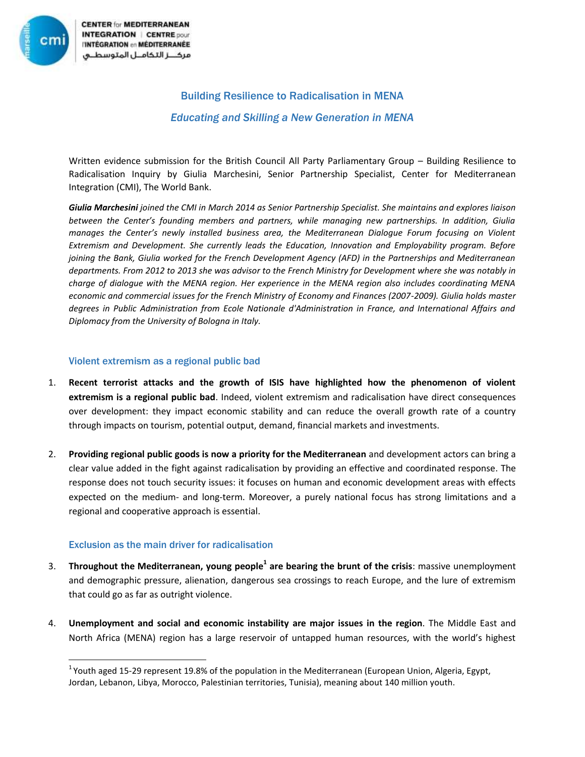CENTER for MEDITERRANEAN INTEGRATION | CENTRE pour l'INTÉGRATION en MÉDITERRANÉE
مركـــز التكامــل المتوسطـــي

# Building Resilience to Radicalisation in MENA

## *Educating and Skilling a New Generation in MENA*

Written evidence submission for the British Council All Party Parliamentary Group – Building Resilience to Radicalisation Inquiry by Giulia Marchesini, Senior Partnership Specialist, Center for Mediterranean Integration (CMI), The World Bank.

***Giulia Marchesini*** *joined the CMI in March 2014 as Senior Partnership Specialist. She maintains and explores liaison between the Center's founding members and partners, while managing new partnerships. In addition, Giulia manages the Center's newly installed business area, the Mediterranean Dialogue Forum focusing on Violent Extremism and Development. She currently leads the Education, Innovation and Employability program. Before joining the Bank, Giulia worked for the French Development Agency (AFD) in the Partnerships and Mediterranean departments. From 2012 to 2013 she was advisor to the French Ministry for Development where she was notably in charge of dialogue with the MENA region. Her experience in the MENA region also includes coordinating MENA economic and commercial issues for the French Ministry of Economy and Finances (2007-2009). Giulia holds master degrees in Public Administration from Ecole Nationale d'Administration in France, and International Affairs and Diplomacy from the University of Bologna in Italy.*

### Violent extremism as a regional public bad

1. **Recent terrorist attacks and the growth of ISIS have highlighted how the phenomenon of violent extremism is a regional public bad**. Indeed, violent extremism and radicalisation have direct consequences over development: they impact economic stability and can reduce the overall growth rate of a country through impacts on tourism, potential output, demand, financial markets and investments.

2. **Providing regional public goods is now a priority for the Mediterranean** and development actors can bring a clear value added in the fight against radicalisation by providing an effective and coordinated response. The response does not touch security issues: it focuses on human and economic development areas with effects expected on the medium- and long-term. Moreover, a purely national focus has strong limitations and a regional and cooperative approach is essential.

### Exclusion as the main driver for radicalisation

3. **Throughout the Mediterranean, young people[1] are bearing the brunt of the crisis**: massive unemployment and demographic pressure, alienation, dangerous sea crossings to reach Europe, and the lure of extremism that could go as far as outright violence.

4. **Unemployment and social and economic instability are major issues in the region**. The Middle East and North Africa (MENA) region has a large reservoir of untapped human resources, with the world's highest

[1] Youth aged 15-29 represent 19.8% of the population in the Mediterranean (European Union, Algeria, Egypt, Jordan, Lebanon, Libya, Morocco, Palestinian territories, Tunisia), meaning about 140 million youth.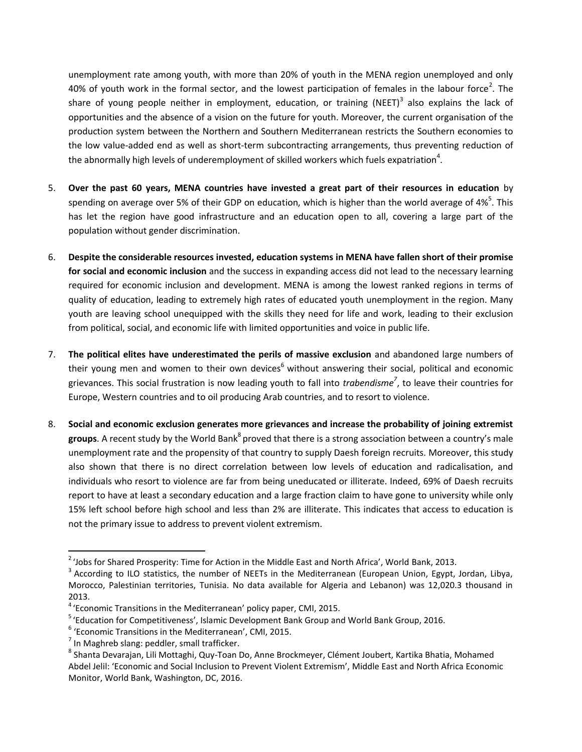unemployment rate among youth, with more than 20% of youth in the MENA region unemployed and only 40% of youth work in the formal sector, and the lowest participation of females in the labour force[2]. The share of young people neither in employment, education, or training (NEET)[3] also explains the lack of opportunities and the absence of a vision on the future for youth. Moreover, the current organisation of the production system between the Northern and Southern Mediterranean restricts the Southern economies to the low value-added end as well as short-term subcontracting arrangements, thus preventing reduction of the abnormally high levels of underemployment of skilled workers which fuels expatriation[4].

5. **Over the past 60 years, MENA countries have invested a great part of their resources in education** by spending on average over 5% of their GDP on education, which is higher than the world average of 4%[5]. This has let the region have good infrastructure and an education open to all, covering a large part of the population without gender discrimination.

6. **Despite the considerable resources invested, education systems in MENA have fallen short of their promise for social and economic inclusion** and the success in expanding access did not lead to the necessary learning required for economic inclusion and development. MENA is among the lowest ranked regions in terms of quality of education, leading to extremely high rates of educated youth unemployment in the region. Many youth are leaving school unequipped with the skills they need for life and work, leading to their exclusion from political, social, and economic life with limited opportunities and voice in public life.

7. **The political elites have underestimated the perils of massive exclusion** and abandoned large numbers of their young men and women to their own devices[6] without answering their social, political and economic grievances. This social frustration is now leading youth to fall into *trabendisme*[7], to leave their countries for Europe, Western countries and to oil producing Arab countries, and to resort to violence.

8. **Social and economic exclusion generates more grievances and increase the probability of joining extremist groups**. A recent study by the World Bank[8] proved that there is a strong association between a country's male unemployment rate and the propensity of that country to supply Daesh foreign recruits. Moreover, this study also shown that there is no direct correlation between low levels of education and radicalisation, and individuals who resort to violence are far from being uneducated or illiterate. Indeed, 69% of Daesh recruits report to have at least a secondary education and a large fraction claim to have gone to university while only 15% left school before high school and less than 2% are illiterate. This indicates that access to education is not the primary issue to address to prevent violent extremism.

---

[2] 'Jobs for Shared Prosperity: Time for Action in the Middle East and North Africa', World Bank, 2013.

[3] According to ILO statistics, the number of NEETs in the Mediterranean (European Union, Egypt, Jordan, Libya, Morocco, Palestinian territories, Tunisia. No data available for Algeria and Lebanon) was 12,020.3 thousand in 2013.

[4] 'Economic Transitions in the Mediterranean' policy paper, CMI, 2015.

[5] 'Education for Competitiveness', Islamic Development Bank Group and World Bank Group, 2016.

[6] 'Economic Transitions in the Mediterranean', CMI, 2015.

[7] In Maghreb slang: peddler, small trafficker.

[8] Shanta Devarajan, Lili Mottaghi, Quy-Toan Do, Anne Brockmeyer, Clément Joubert, Kartika Bhatia, Mohamed Abdel Jelil: 'Economic and Social Inclusion to Prevent Violent Extremism', Middle East and North Africa Economic Monitor, World Bank, Washington, DC, 2016.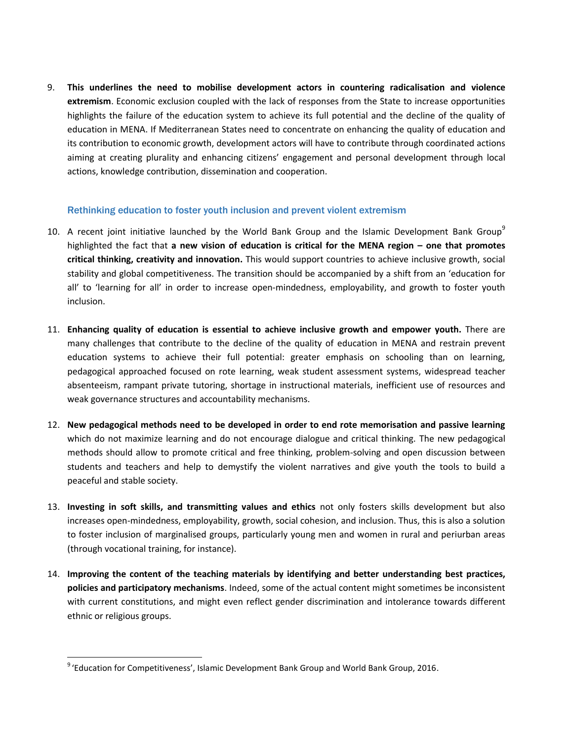9. **This underlines the need to mobilise development actors in countering radicalisation and violence extremism**. Economic exclusion coupled with the lack of responses from the State to increase opportunities highlights the failure of the education system to achieve its full potential and the decline of the quality of education in MENA. If Mediterranean States need to concentrate on enhancing the quality of education and its contribution to economic growth, development actors will have to contribute through coordinated actions aiming at creating plurality and enhancing citizens' engagement and personal development through local actions, knowledge contribution, dissemination and cooperation.

### Rethinking education to foster youth inclusion and prevent violent extremism

10. A recent joint initiative launched by the World Bank Group and the Islamic Development Bank Group[9] highlighted the fact that **a new vision of education is critical for the MENA region – one that promotes critical thinking, creativity and innovation.** This would support countries to achieve inclusive growth, social stability and global competitiveness. The transition should be accompanied by a shift from an 'education for all' to 'learning for all' in order to increase open-mindedness, employability, and growth to foster youth inclusion.

11. **Enhancing quality of education is essential to achieve inclusive growth and empower youth.** There are many challenges that contribute to the decline of the quality of education in MENA and restrain prevent education systems to achieve their full potential: greater emphasis on schooling than on learning, pedagogical approached focused on rote learning, weak student assessment systems, widespread teacher absenteeism, rampant private tutoring, shortage in instructional materials, inefficient use of resources and weak governance structures and accountability mechanisms.

12. **New pedagogical methods need to be developed in order to end rote memorisation and passive learning** which do not maximize learning and do not encourage dialogue and critical thinking. The new pedagogical methods should allow to promote critical and free thinking, problem-solving and open discussion between students and teachers and help to demystify the violent narratives and give youth the tools to build a peaceful and stable society.

13. **Investing in soft skills, and transmitting values and ethics** not only fosters skills development but also increases open-mindedness, employability, growth, social cohesion, and inclusion. Thus, this is also a solution to foster inclusion of marginalised groups, particularly young men and women in rural and periurban areas (through vocational training, for instance).

14. **Improving the content of the teaching materials by identifying and better understanding best practices, policies and participatory mechanisms**. Indeed, some of the actual content might sometimes be inconsistent with current constitutions, and might even reflect gender discrimination and intolerance towards different ethnic or religious groups.

[9] 'Education for Competitiveness', Islamic Development Bank Group and World Bank Group, 2016.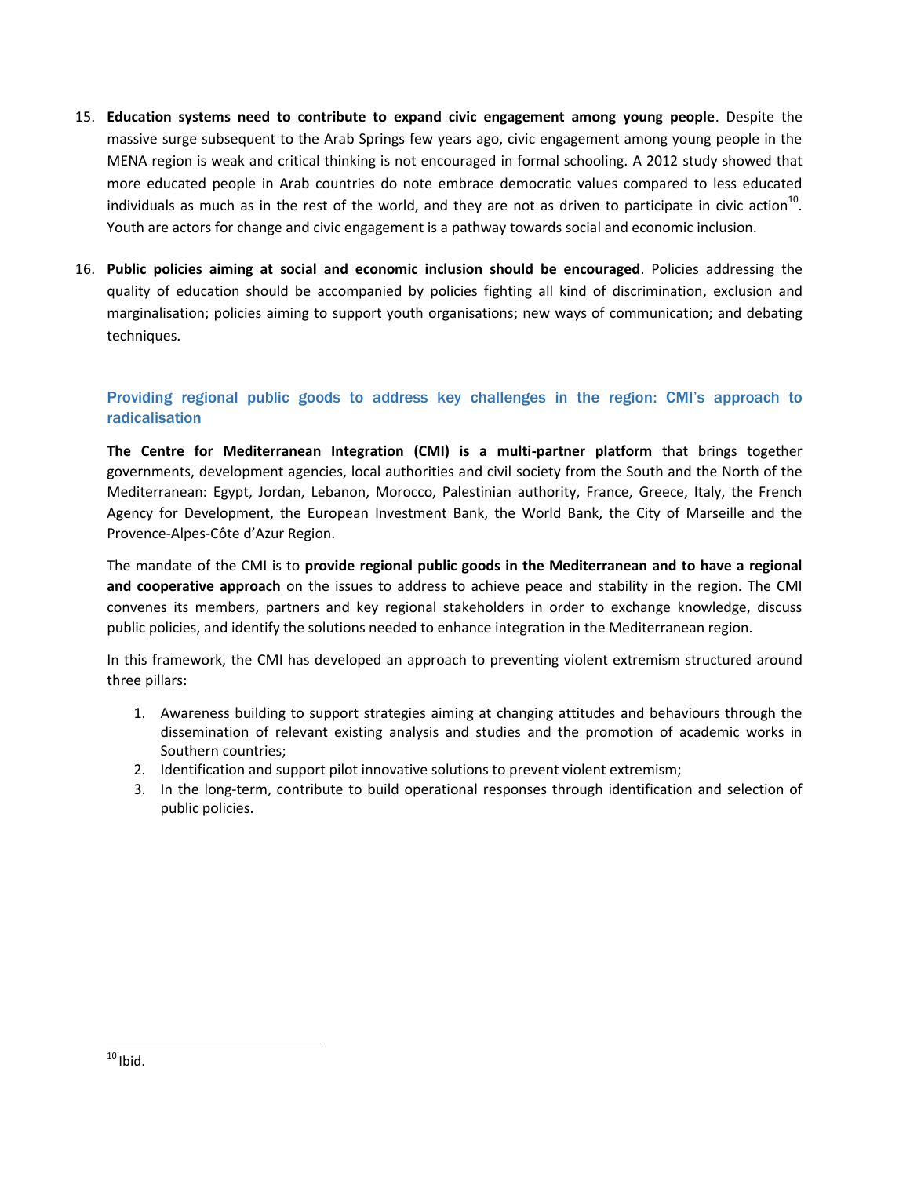15. **Education systems need to contribute to expand civic engagement among young people**. Despite the massive surge subsequent to the Arab Springs few years ago, civic engagement among young people in the MENA region is weak and critical thinking is not encouraged in formal schooling. A 2012 study showed that more educated people in Arab countries do note embrace democratic values compared to less educated individuals as much as in the rest of the world, and they are not as driven to participate in civic action[10]. Youth are actors for change and civic engagement is a pathway towards social and economic inclusion.

16. **Public policies aiming at social and economic inclusion should be encouraged**. Policies addressing the quality of education should be accompanied by policies fighting all kind of discrimination, exclusion and marginalisation; policies aiming to support youth organisations; new ways of communication; and debating techniques.

## Providing regional public goods to address key challenges in the region: CMI's approach to radicalisation

**The Centre for Mediterranean Integration (CMI) is a multi-partner platform** that brings together governments, development agencies, local authorities and civil society from the South and the North of the Mediterranean: Egypt, Jordan, Lebanon, Morocco, Palestinian authority, France, Greece, Italy, the French Agency for Development, the European Investment Bank, the World Bank, the City of Marseille and the Provence-Alpes-Côte d'Azur Region.

The mandate of the CMI is to **provide regional public goods in the Mediterranean and to have a regional and cooperative approach** on the issues to address to achieve peace and stability in the region. The CMI convenes its members, partners and key regional stakeholders in order to exchange knowledge, discuss public policies, and identify the solutions needed to enhance integration in the Mediterranean region.

In this framework, the CMI has developed an approach to preventing violent extremism structured around three pillars:

1. Awareness building to support strategies aiming at changing attitudes and behaviours through the dissemination of relevant existing analysis and studies and the promotion of academic works in Southern countries;
2. Identification and support pilot innovative solutions to prevent violent extremism;
3. In the long-term, contribute to build operational responses through identification and selection of public policies.

[10] Ibid.